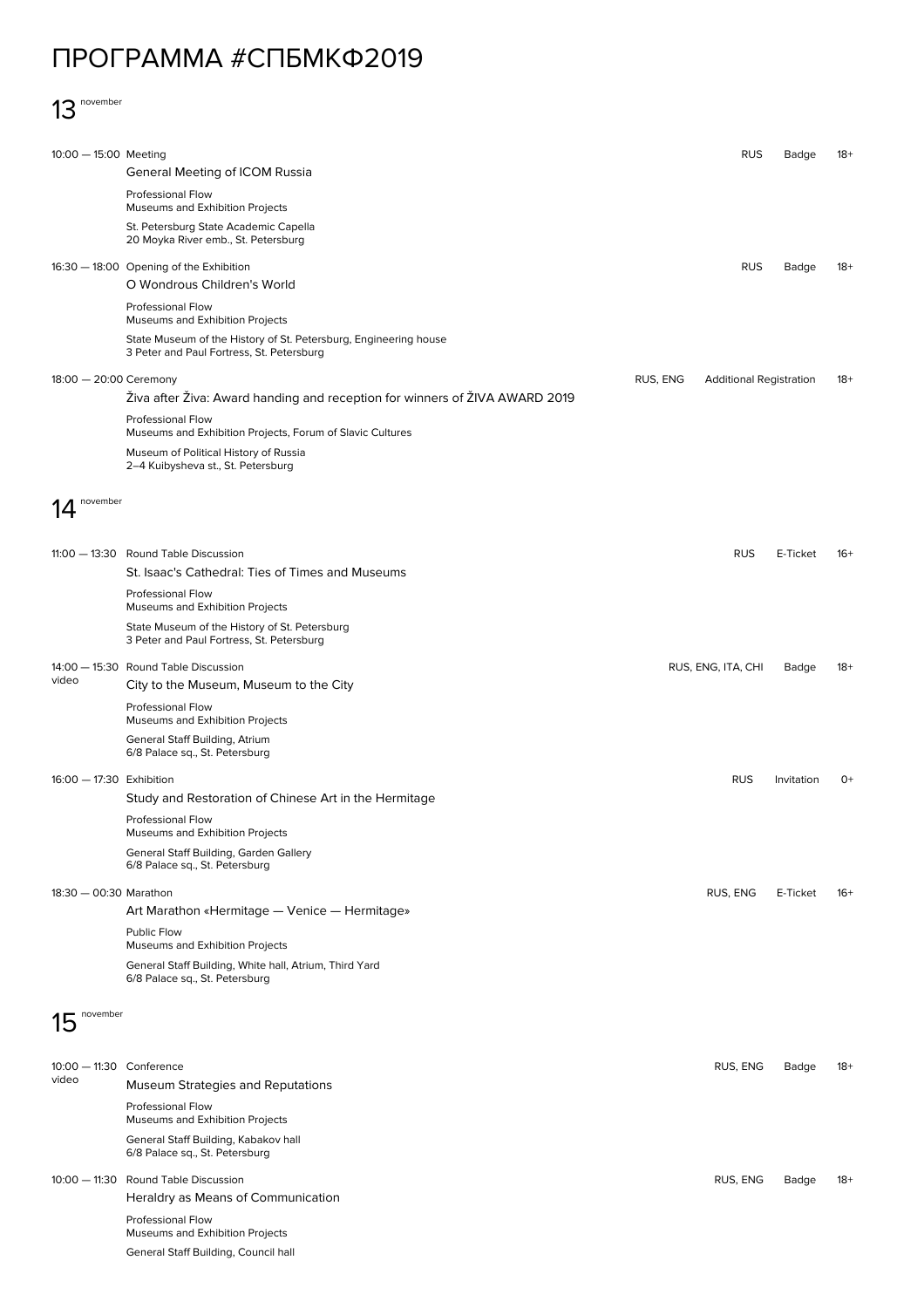# ПРОГРАММА #СПБМКФ2019

## 13 november

10:00 — 15:00 Meeting | RUS | Badge | 18+

**General Meeting of ICOM Russia**

Professional Flow
Museums and Exhibition Projects

St. Petersburg State Academic Capella
20 Moyka River emb., St. Petersburg

16:30 — 18:00 Opening of the Exhibition | RUS | Badge | 18+

**O Wondrous Children's World**

Professional Flow
Museums and Exhibition Projects

State Museum of the History of St. Petersburg, Engineering house
3 Peter and Paul Fortress, St. Petersburg

18:00 — 20:00 Ceremony | RUS, ENG | Additional Registration | 18+

**Živa after Živa: Award handing and reception for winners of ŽIVA AWARD 2019**

Professional Flow
Museums and Exhibition Projects, Forum of Slavic Cultures

Museum of Political History of Russia
2–4 Kuibysheva st., St. Petersburg

## 14 november

11:00 — 13:30 Round Table Discussion | RUS | E-Ticket | 16+

**St. Isaac's Cathedral: Ties of Times and Museums**

Professional Flow
Museums and Exhibition Projects

State Museum of the History of St. Petersburg
3 Peter and Paul Fortress, St. Petersburg

14:00 — 15:30 video Round Table Discussion | RUS, ENG, ITA, CHI | Badge | 18+

**City to the Museum, Museum to the City**

Professional Flow
Museums and Exhibition Projects

General Staff Building, Atrium
6/8 Palace sq., St. Petersburg

16:00 — 17:30 Exhibition | RUS | Invitation | 0+

**Study and Restoration of Chinese Art in the Hermitage**

Professional Flow
Museums and Exhibition Projects

General Staff Building, Garden Gallery
6/8 Palace sq., St. Petersburg

18:30 — 00:30 Marathon | RUS, ENG | E-Ticket | 16+

**Art Marathon «Hermitage — Venice — Hermitage»**

Public Flow
Museums and Exhibition Projects

General Staff Building, White hall, Atrium, Third Yard
6/8 Palace sq., St. Petersburg

## 15 november

10:00 — 11:30 video Conference | RUS, ENG | Badge | 18+

**Museum Strategies and Reputations**

Professional Flow
Museums and Exhibition Projects

General Staff Building, Kabakov hall
6/8 Palace sq., St. Petersburg

10:00 — 11:30 Round Table Discussion | RUS, ENG | Badge | 18+

**Heraldry as Means of Communication**

Professional Flow
Museums and Exhibition Projects

General Staff Building, Council hall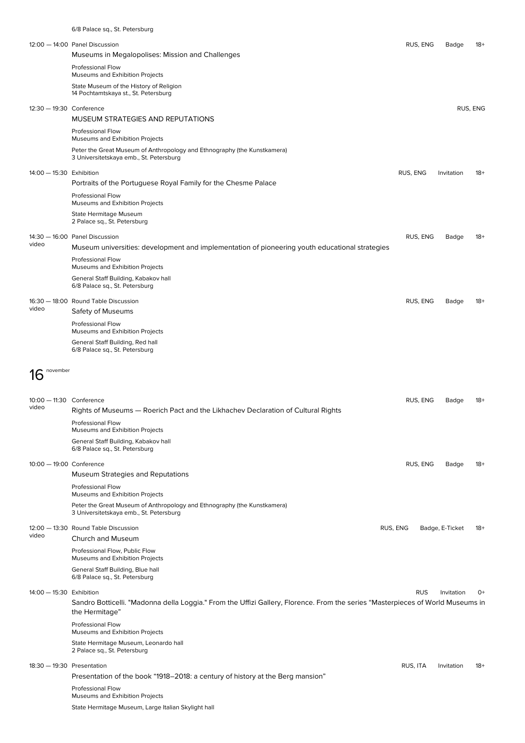6/8 Palace sq., St. Petersburg

**12:00 — 14:00** Panel Discussion — RUS, ENG — Badge — 18+

Museums in Megalopolises: Mission and Challenges

Professional Flow
Museums and Exhibition Projects

State Museum of the History of Religion
14 Pochtamtskaya st., St. Petersburg

**12:30 — 19:30** Conference — RUS, ENG

MUSEUM STRATEGIES AND REPUTATIONS

Professional Flow
Museums and Exhibition Projects

Peter the Great Museum of Anthropology and Ethnography (the Kunstkamera)
3 Universitetskaya emb., St. Petersburg

**14:00 — 15:30** Exhibition — RUS, ENG — Invitation — 18+

Portraits of the Portuguese Royal Family for the Chesme Palace

Professional Flow
Museums and Exhibition Projects

State Hermitage Museum
2 Palace sq., St. Petersburg

**14:30 — 16:00** Panel Discussion — RUS, ENG — Badge — 18+
video

Museum universities: development and implementation of pioneering youth educational strategies

Professional Flow
Museums and Exhibition Projects

General Staff Building, Kabakov hall
6/8 Palace sq., St. Petersburg

**16:30 — 18:00** Round Table Discussion — RUS, ENG — Badge — 18+
video

Safety of Museums

Professional Flow
Museums and Exhibition Projects

General Staff Building, Red hall
6/8 Palace sq., St. Petersburg

## 16 november

**10:00 — 11:30** Conference — RUS, ENG — Badge — 18+
video

Rights of Museums — Roerich Pact and the Likhachev Declaration of Cultural Rights

Professional Flow
Museums and Exhibition Projects

General Staff Building, Kabakov hall
6/8 Palace sq., St. Petersburg

**10:00 — 19:00** Conference — RUS, ENG — Badge — 18+

Museum Strategies and Reputations

Professional Flow
Museums and Exhibition Projects

Peter the Great Museum of Anthropology and Ethnography (the Kunstkamera)
3 Universitetskaya emb., St. Petersburg

**12:00 — 13:30** Round Table Discussion — RUS, ENG — Badge, E-Ticket — 18+
video

Church and Museum

Professional Flow, Public Flow
Museums and Exhibition Projects

General Staff Building, Blue hall
6/8 Palace sq., St. Petersburg

**14:00 — 15:30** Exhibition — RUS — Invitation — 0+

Sandro Botticelli. "Madonna della Loggia." From the Uffizi Gallery, Florence. From the series "Masterpieces of World Museums in the Hermitage"

Professional Flow
Museums and Exhibition Projects

State Hermitage Museum, Leonardo hall
2 Palace sq., St. Petersburg

**18:30 — 19:30** Presentation — RUS, ITA — Invitation — 18+

Presentation of the book "1918–2018: a century of history at the Berg mansion"

Professional Flow
Museums and Exhibition Projects

State Hermitage Museum, Large Italian Skylight hall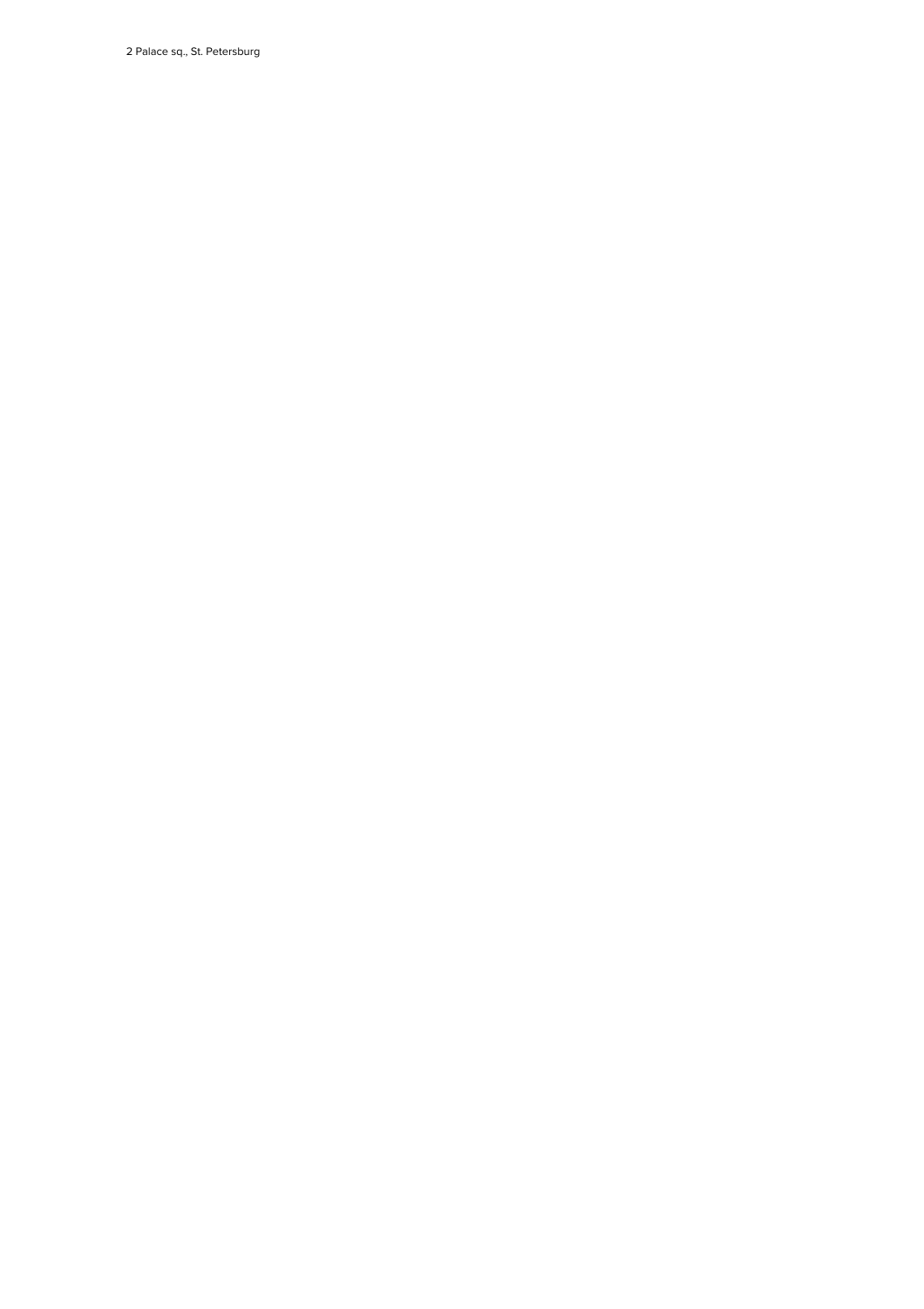2 Palace sq., St. Petersburg